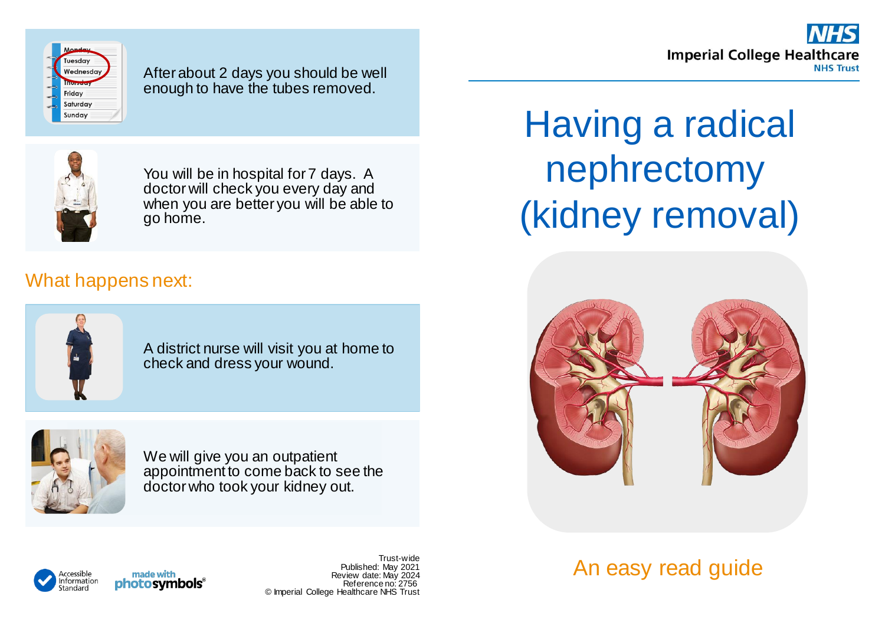After about 2 days you should be well enough to have the tubes removed.

You will be in hospital for 7 days. A doctor will check you every day and when you are better you will be able to go home.

## What happens next:

A district nurse will visit you at home to check and dress your wound.

We will give you an outpatient appointment to come back to see the doctor who took your kidney out.

Trust-wide
Published: May 2021
Review date: May 2024
Reference no: 2756
© Imperial College Healthcare NHS Trust

NHS
Imperial College Healthcare
NHS Trust

# Having a radical nephrectomy (kidney removal)

An easy read guide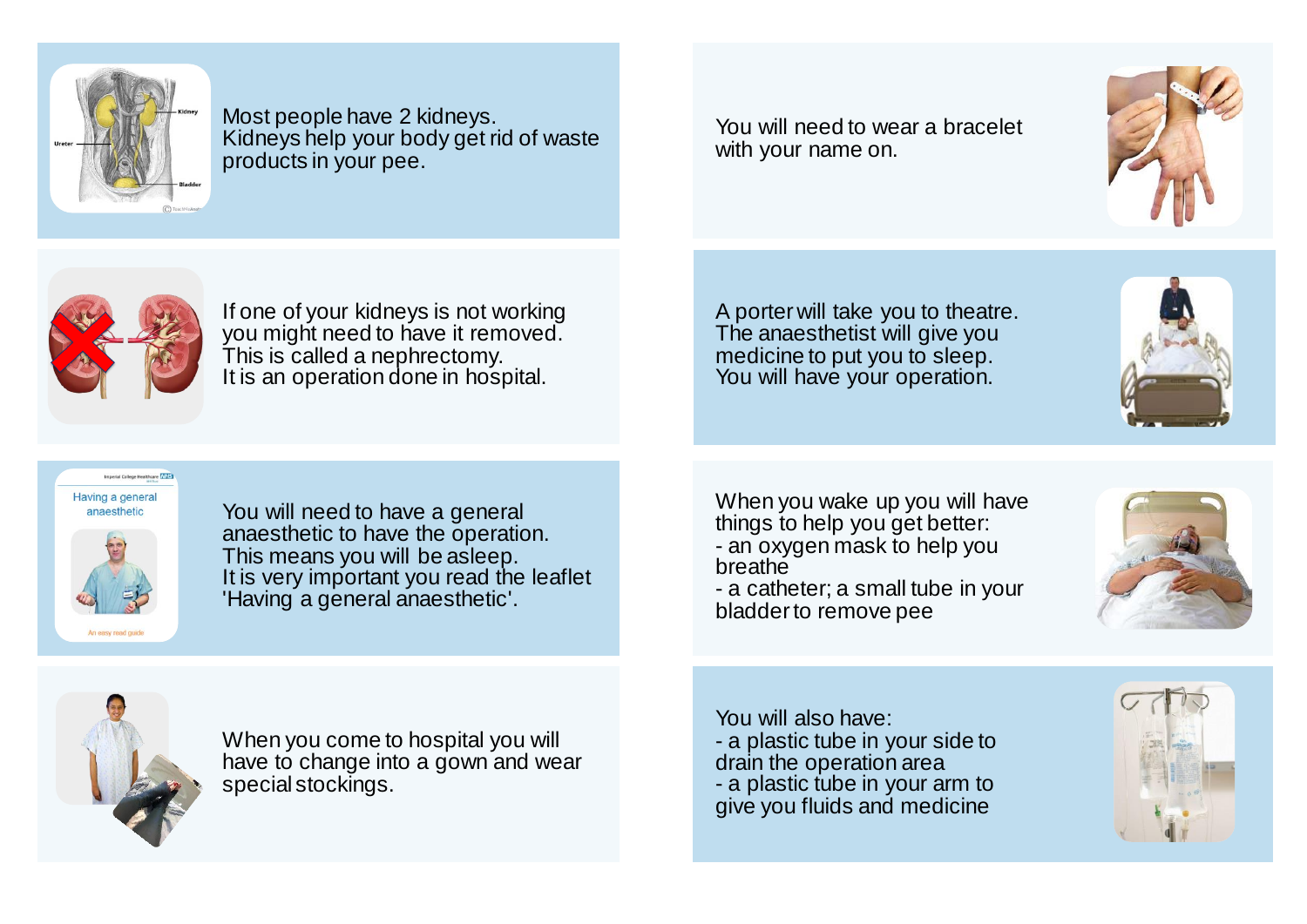Most people have 2 kidneys.
Kidneys help your body get rid of waste products in your pee.

If one of your kidneys is not working you might need to have it removed.
This is called a nephrectomy.
It is an operation done in hospital.

You will need to have a general anaesthetic to have the operation.
This means you will be asleep.
It is very important you read the leaflet 'Having a general anaesthetic'.

When you come to hospital you will have to change into a gown and wear special stockings.

You will need to wear a bracelet with your name on.

A porter will take you to theatre.
The anaesthetist will give you medicine to put you to sleep.
You will have your operation.

When you wake up you will have things to help you get better:

- an oxygen mask to help you breathe
- a catheter; a small tube in your bladder to remove pee

You will also have:

- a plastic tube in your side to drain the operation area
- a plastic tube in your arm to give you fluids and medicine